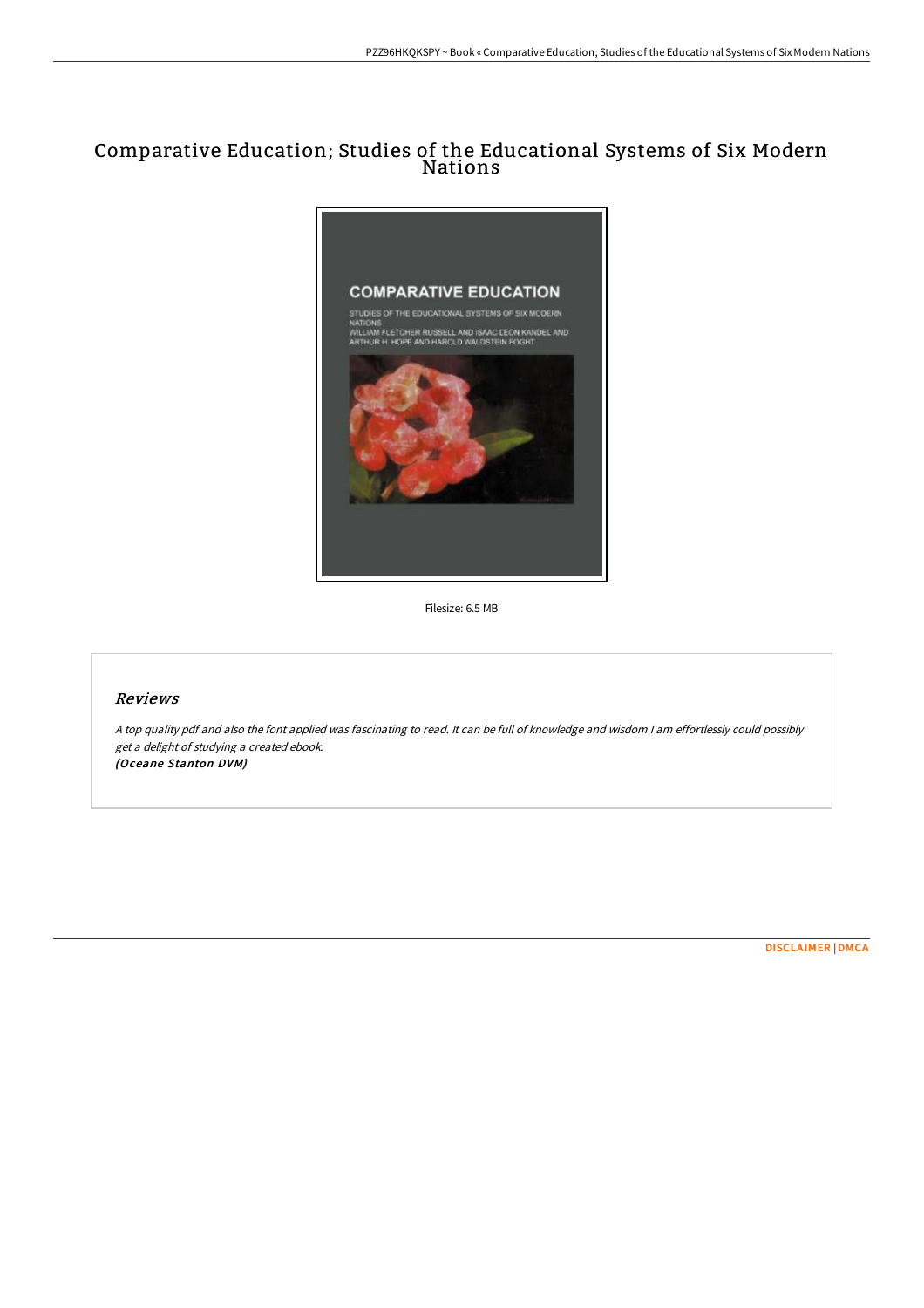# Comparative Education; Studies of the Educational Systems of Six Modern Nations

Filesize: 6.5 MB

## *Reviews*

*A top quality pdf and also the font applied was fascinating to read. It can be full of knowledge and wisdom I am effortlessly could possibly get a delight of studying a created ebook.*
***(Oceane Stanton DVM)***

DISCLAIMER | DMCA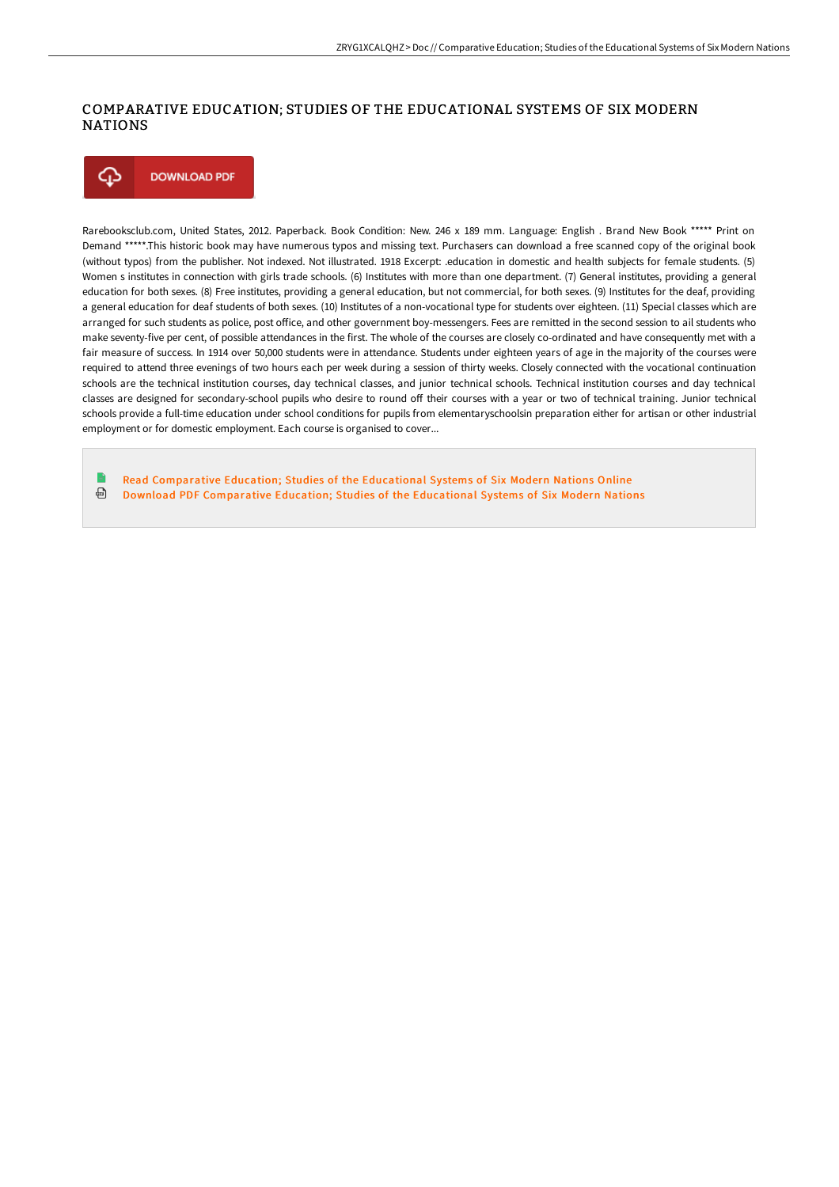# COMPARATIVE EDUCATION; STUDIES OF THE EDUCATIONAL SYSTEMS OF SIX MODERN NATIONS

DOWNLOAD PDF

Rarebooksclub.com, United States, 2012. Paperback. Book Condition: New. 246 x 189 mm. Language: English . Brand New Book ***** Print on Demand *****.This historic book may have numerous typos and missing text. Purchasers can download a free scanned copy of the original book (without typos) from the publisher. Not indexed. Not illustrated. 1918 Excerpt: .education in domestic and health subjects for female students. (5) Women s institutes in connection with girls trade schools. (6) Institutes with more than one department. (7) General institutes, providing a general education for both sexes. (8) Free institutes, providing a general education, but not commercial, for both sexes. (9) Institutes for the deaf, providing a general education for deaf students of both sexes. (10) Institutes of a non-vocational type for students over eighteen. (11) Special classes which are arranged for such students as police, post office, and other government boy-messengers. Fees are remitted in the second session to ail students who make seventy-five per cent, of possible attendances in the first. The whole of the courses are closely co-ordinated and have consequently met with a fair measure of success. In 1914 over 50,000 students were in attendance. Students under eighteen years of age in the majority of the courses were required to attend three evenings of two hours each per week during a session of thirty weeks. Closely connected with the vocational continuation schools are the technical institution courses, day technical classes, and junior technical schools. Technical institution courses and day technical classes are designed for secondary-school pupils who desire to round off their courses with a year or two of technical training. Junior technical schools provide a full-time education under school conditions for pupils from elementaryschoolsin preparation either for artisan or other industrial employment or for domestic employment. Each course is organised to cover...

- Read Comparative Education; Studies of the Educational Systems of Six Modern Nations Online
- Download PDF Comparative Education; Studies of the Educational Systems of Six Modern Nations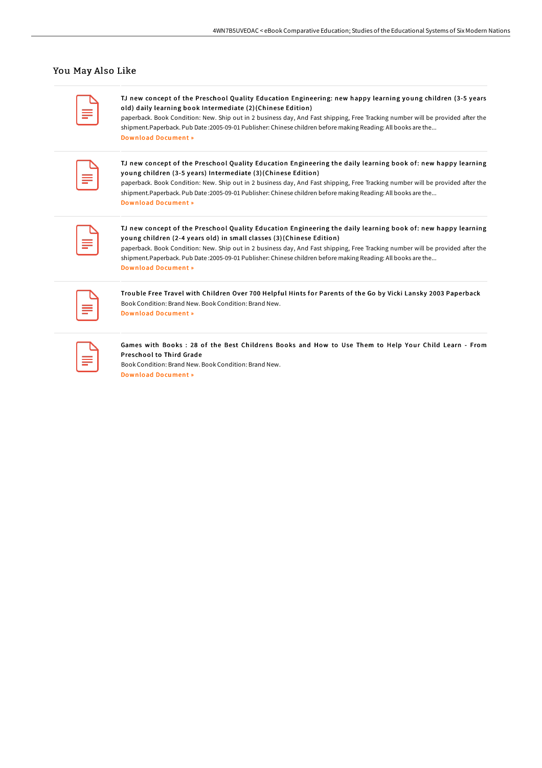## You May Also Like

**TJ new concept of the Preschool Quality Education Engineering: new happy learning young children (3-5 years old) daily learning book Intermediate (2)(Chinese Edition)**

paperback. Book Condition: New. Ship out in 2 business day, And Fast shipping, Free Tracking number will be provided after the shipment.Paperback. Pub Date :2005-09-01 Publisher: Chinese children before making Reading: All books are the...

Download Document »

**TJ new concept of the Preschool Quality Education Engineering the daily learning book of: new happy learning young children (3-5 years) Intermediate (3)(Chinese Edition)**

paperback. Book Condition: New. Ship out in 2 business day, And Fast shipping, Free Tracking number will be provided after the shipment.Paperback. Pub Date :2005-09-01 Publisher: Chinese children before making Reading: All books are the...

Download Document »

**TJ new concept of the Preschool Quality Education Engineering the daily learning book of: new happy learning young children (2-4 years old) in small classes (3)(Chinese Edition)**

paperback. Book Condition: New. Ship out in 2 business day, And Fast shipping, Free Tracking number will be provided after the shipment.Paperback. Pub Date :2005-09-01 Publisher: Chinese children before making Reading: All books are the...

Download Document »

**Trouble Free Travel with Children Over 700 Helpful Hints for Parents of the Go by Vicki Lansky 2003 Paperback**

Book Condition: Brand New. Book Condition: Brand New.

Download Document »

**Games with Books : 28 of the Best Childrens Books and How to Use Them to Help Your Child Learn - From Preschool to Third Grade**

Book Condition: Brand New. Book Condition: Brand New.

Download Document »